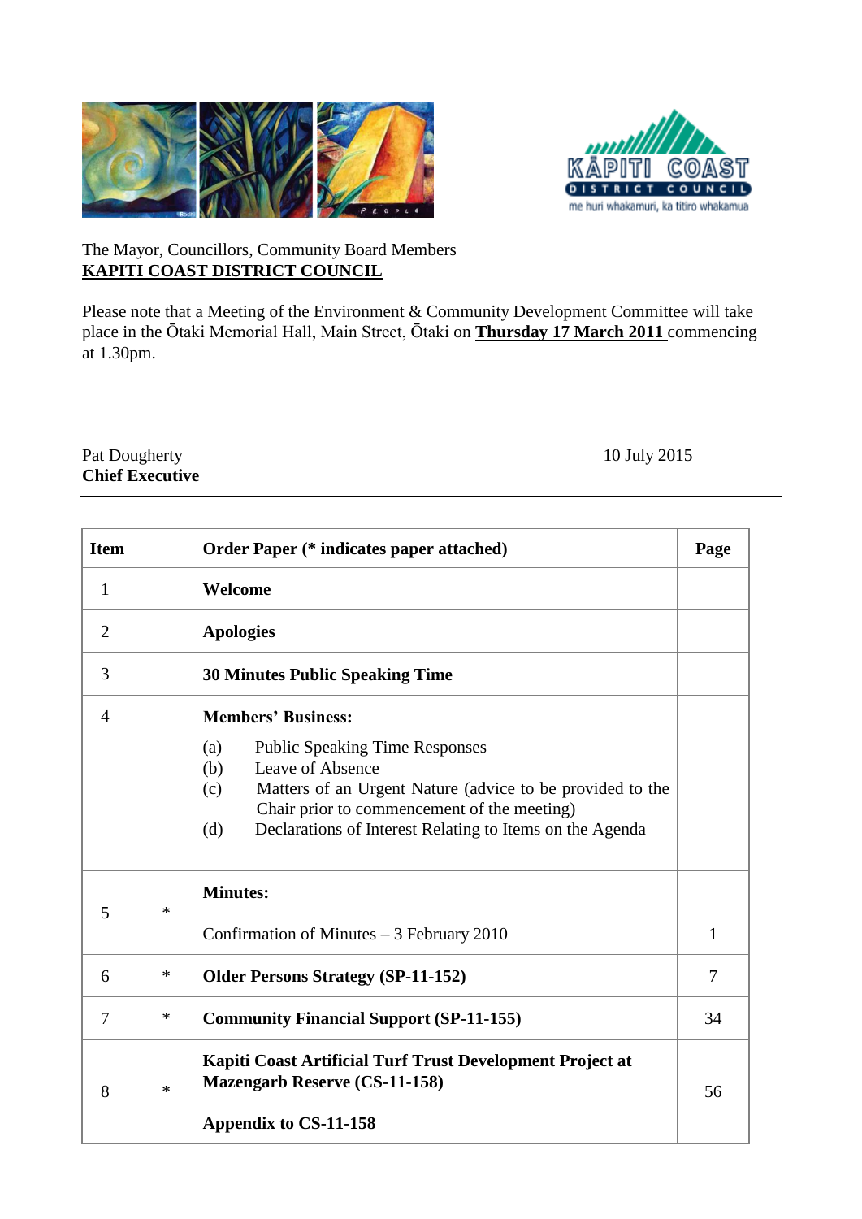The Mayor, Councillors, Community Board Members
**KAPITI COAST DISTRICT COUNCIL**

Please note that a Meeting of the Environment & Community Development Committee will take place in the Ōtaki Memorial Hall, Main Street, Ōtaki on **Thursday 17 March 2011** commencing at 1.30pm.

Pat Dougherty
**Chief Executive**

10 July 2015

---

| Item | | Order Paper (* indicates paper attached) | Page |
|---|---|---|---|
| 1 | | **Welcome** | |
| 2 | | **Apologies** | |
| 3 | | **30 Minutes Public Speaking Time** | |
| 4 | | **Members' Business:**<br>(a) Public Speaking Time Responses<br>(b) Leave of Absence<br>(c) Matters of an Urgent Nature (advice to be provided to the Chair prior to commencement of the meeting)<br>(d) Declarations of Interest Relating to Items on the Agenda | |
| 5 | * | **Minutes:**<br>Confirmation of Minutes – 3 February 2010 | 1 |
| 6 | * | **Older Persons Strategy (SP-11-152)** | 7 |
| 7 | * | **Community Financial Support (SP-11-155)** | 34 |
| 8 | * | **Kapiti Coast Artificial Turf Trust Development Project at Mazengarb Reserve (CS-11-158)**<br>**Appendix to CS-11-158** | 56 |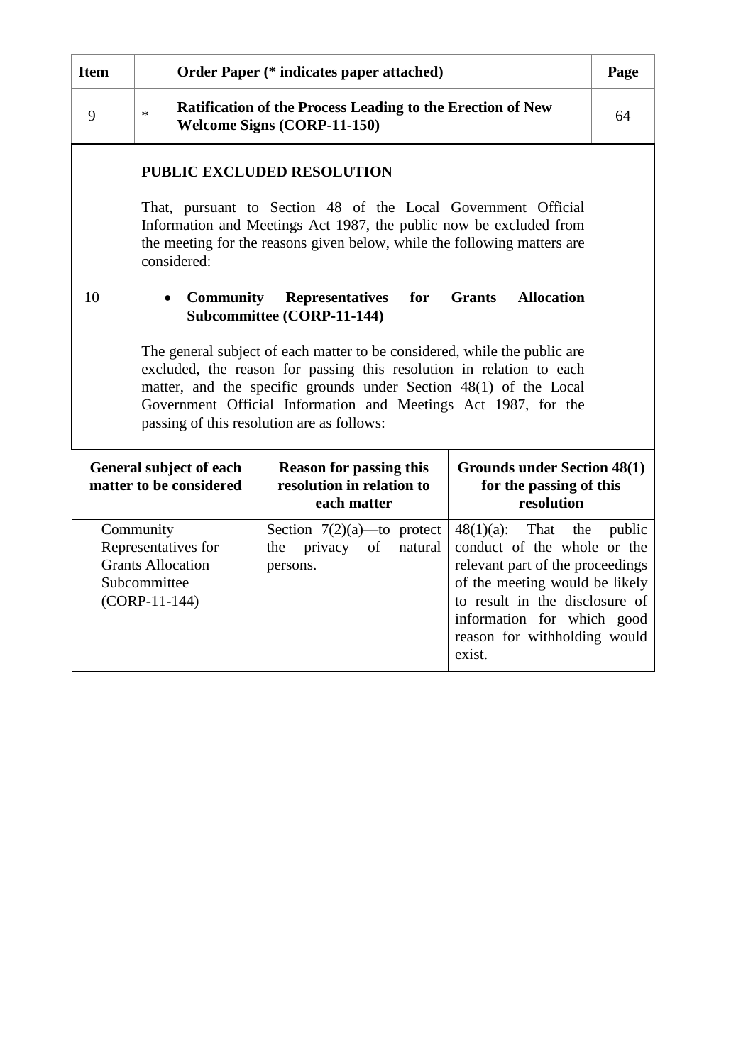| Item | Order Paper (* indicates paper attached) | Page |
|---|---|---|
| 9 | * **Ratification of the Process Leading to the Erection of New Welcome Signs (CORP-11-150)** | 64 |

10

**PUBLIC EXCLUDED RESOLUTION**

That, pursuant to Section 48 of the Local Government Official Information and Meetings Act 1987, the public now be excluded from the meeting for the reasons given below, while the following matters are considered:

- **Community Representatives for Grants Allocation Subcommittee (CORP-11-144)**

The general subject of each matter to be considered, while the public are excluded, the reason for passing this resolution in relation to each matter, and the specific grounds under Section 48(1) of the Local Government Official Information and Meetings Act 1987, for the passing of this resolution are as follows:

| General subject of each matter to be considered | Reason for passing this resolution in relation to each matter | Grounds under Section 48(1) for the passing of this resolution |
|---|---|---|
| Community Representatives for Grants Allocation Subcommittee (CORP-11-144) | Section 7(2)(a)—to protect the privacy of natural persons. | 48(1)(a): That the public conduct of the whole or the relevant part of the proceedings of the meeting would be likely to result in the disclosure of information for which good reason for withholding would exist. |